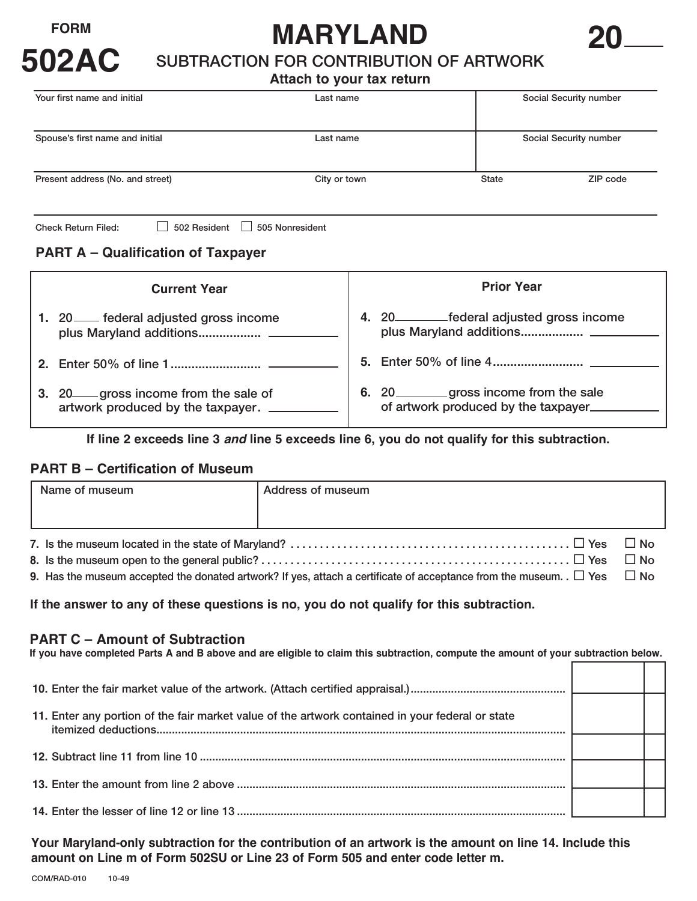FORM

# 502AC

# MARYLAND

## SUBTRACTION FOR CONTRIBUTION OF ARTWORK

**Attach to your tax return**

**20____**

| Your first name and initial | Last name | Social Security number |
|---|---|---|
| Spouse's first name and initial | Last name | Social Security number |
| Present address (No. and street) | City or town | State / ZIP code |

Check Return Filed: ☐ 502 Resident ☐ 505 Nonresident

## PART A – Qualification of Taxpayer

| Current Year | Prior Year |
|---|---|
| **1.** 20____ federal adjusted gross income plus Maryland additions................. ________ | **4.** 20________ federal adjusted gross income plus Maryland additions................. ________ |
| **2.** Enter 50% of line 1.......................... ________ | **5.** Enter 50% of line 4.......................... ________ |
| **3.** 20____ gross income from the sale of artwork produced by the taxpayer. ________ | **6.** 20________ gross income from the sale of artwork produced by the taxpayer________ |

**If line 2 exceeds line 3 *and* line 5 exceeds line 6, you do not qualify for this subtraction.**

## PART B – Certification of Museum

| Name of museum | Address of museum |
|---|---|
| | |

**7.** Is the museum located in the state of Maryland? ................................................ ☐ Yes ☐ No

**8.** Is the museum open to the general public? ..................................................... ☐ Yes ☐ No

**9.** Has the museum accepted the donated artwork? If yes, attach a certificate of acceptance from the museum. . ☐ Yes ☐ No

**If the answer to any of these questions is no, you do not qualify for this subtraction.**

## PART C – Amount of Subtraction

**If you have completed Parts A and B above and are eligible to claim this subtraction, compute the amount of your subtraction below.**

| | | |
|---|---|---|
| **10.** Enter the fair market value of the artwork. (Attach certified appraisal.)................................................ | | |
| **11.** Enter any portion of the fair market value of the artwork contained in your federal or state itemized deductions.................................................................................................................................... | | |
| **12.** Subtract line 11 from line 10 .................................................................................................... | | |
| **13.** Enter the amount from line 2 above ........................................................................................ | | |
| **14.** Enter the lesser of line 12 or line 13 ........................................................................................ | | |

**Your Maryland-only subtraction for the contribution of an artwork is the amount on line 14. Include this amount on Line m of Form 502SU or Line 23 of Form 505 and enter code letter m.**

COM/RAD-010 10-49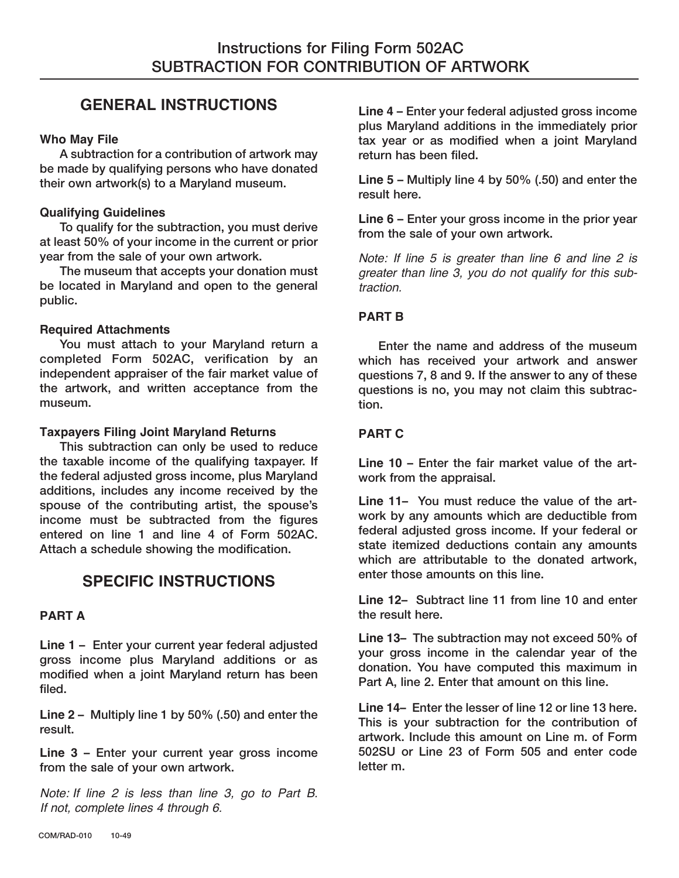# Instructions for Filing Form 502AC
# SUBTRACTION FOR CONTRIBUTION OF ARTWORK

## GENERAL INSTRUCTIONS

**Who May File**

A subtraction for a contribution of artwork may be made by qualifying persons who have donated their own artwork(s) to a Maryland museum.

**Qualifying Guidelines**

To qualify for the subtraction, you must derive at least 50% of your income in the current or prior year from the sale of your own artwork.

The museum that accepts your donation must be located in Maryland and open to the general public.

**Required Attachments**

You must attach to your Maryland return a completed Form 502AC, verification by an independent appraiser of the fair market value of the artwork, and written acceptance from the museum.

**Taxpayers Filing Joint Maryland Returns**

This subtraction can only be used to reduce the taxable income of the qualifying taxpayer. If the federal adjusted gross income, plus Maryland additions, includes any income received by the spouse of the contributing artist, the spouse's income must be subtracted from the figures entered on line 1 and line 4 of Form 502AC. Attach a schedule showing the modification.

## SPECIFIC INSTRUCTIONS

**PART A**

**Line 1 –** Enter your current year federal adjusted gross income plus Maryland additions or as modified when a joint Maryland return has been filed.

**Line 2 –** Multiply line 1 by 50% (.50) and enter the result.

**Line 3 –** Enter your current year gross income from the sale of your own artwork.

*Note: If line 2 is less than line 3, go to Part B. If not, complete lines 4 through 6.*

**Line 4 –** Enter your federal adjusted gross income plus Maryland additions in the immediately prior tax year or as modified when a joint Maryland return has been filed.

**Line 5 –** Multiply line 4 by 50% (.50) and enter the result here.

**Line 6 –** Enter your gross income in the prior year from the sale of your own artwork.

*Note: If line 5 is greater than line 6 and line 2 is greater than line 3, you do not qualify for this subtraction.*

**PART B**

Enter the name and address of the museum which has received your artwork and answer questions 7, 8 and 9. If the answer to any of these questions is no, you may not claim this subtraction.

**PART C**

**Line 10 –** Enter the fair market value of the artwork from the appraisal.

**Line 11–** You must reduce the value of the artwork by any amounts which are deductible from federal adjusted gross income. If your federal or state itemized deductions contain any amounts which are attributable to the donated artwork, enter those amounts on this line.

**Line 12–** Subtract line 11 from line 10 and enter the result here.

**Line 13–** The subtraction may not exceed 50% of your gross income in the calendar year of the donation. You have computed this maximum in Part A, line 2. Enter that amount on this line.

**Line 14–** Enter the lesser of line 12 or line 13 here. This is your subtraction for the contribution of artwork. Include this amount on Line m. of Form 502SU or Line 23 of Form 505 and enter code letter m.

COM/RAD-010 10-49